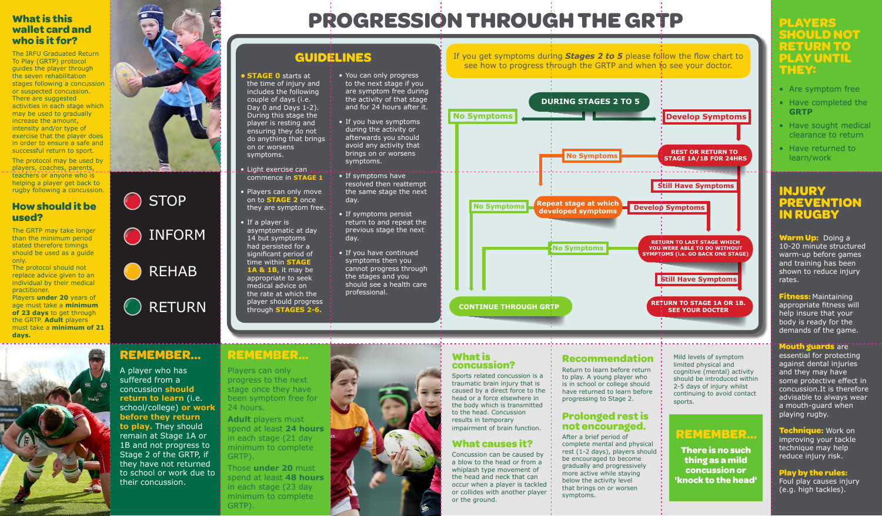## What is this wallet card and who is it for?

The IRFU Graduated Return To Play (GRTP) protocol guides the player through the seven rehabilitation stages following a concussion or suspected concussion. There are suggested activities in each stage which may be used to gradually increase the amount, intensity and/or type of exercise that the player does in order to ensure a safe and successful return to sport.

The protocol may be used by players, coaches, parents, teachers or anyone who is helping a player get back to rugby following a concussion.

## How should it be used?

The GRTP may take longer than the minimum period stated therefore timings should be used as a guide only.

The protocol should not replace advice given to an individual by their medical practitioner.

Players **under 20** years of age must take a **minimum of 23 days** to get through the GRTP. **Adult** players must take a **minimum of 21 days.**

- STOP
- INFORM
- REHAB
- RETURN

# PROGRESSION THROUGH THE GRTP

## GUIDELINES

- **STAGE 0** starts at the time of injury and includes the following couple of days (i.e. Day 0 and Days 1-2). During this stage the player is resting and ensuring they do not do anything that brings on or worsens symptoms.
- Light exercise can commence in **STAGE 1**
- Players can only move on to **STAGE 2** once they are symptom free.
- If a player is asymptomatic at day 14 but symptoms had persisted for a significant period of time within **STAGE 1A & 1B**, it may be appropriate to seek medical advice on the rate at which the player should progress through **STAGES 2-6.**
- You can only progress to the next stage if you are symptom free during the activity of that stage and for 24 hours after it.
- If you have symptoms during the activity or afterwards you should avoid any activity that brings on or worsens symptoms.
- If symptoms have resolved then reattempt the same stage the next day.
- If symptoms persist return to and repeat the previous stage the next day.
- If you have continued symptoms then you cannot progress through the stages and you should see a health care professional.

If you get symptoms during ***Stages 2 to 5*** please follow the flow chart to see how to progress through the GRTP and when to see your doctor.

**DURING STAGES 2 TO 5**
- No Symptoms → CONTINUE THROUGH GRTP
- Develop Symptoms → REST OR RETURN TO STAGE 1A/1B FOR 24HRS
  - No Symptoms → Repeat stage at which developed symptoms
    - No Symptoms → CONTINUE THROUGH GRTP
    - Develop Symptoms → RETURN TO LAST STAGE WHICH YOU WERE ABLE TO DO WITHOUT SYMPTOMS (i.e. GO BACK ONE STAGE)
      - No Symptoms → CONTINUE THROUGH GRTP
      - Still Have Symptoms → RETURN TO STAGE 1A OR 1B. SEE YOUR DOCTER
  - Still Have Symptoms → Develop Symptoms

## PLAYERS SHOULD NOT RETURN TO PLAY UNTIL THEY:

- Are symptom free
- Have completed the **GRTP**
- Have sought medical clearance to return
- Have returned to learn/work

## INJURY PREVENTION IN RUGBY

**Warm Up:** Doing a 10-20 minute structured warm-up before games and training has been shown to reduce injury rates.

**Fitness:** Maintaining appropriate fitness will help insure that your body is ready for the demands of the game.

**Mouth guards** are essential for protecting against dental injuries and they may have some protective effect in concussion.It is therefore advisable to always wear a mouth-guard when playing rugby.

**Technique:** Work on improving your tackle technique may help reduce injury risk.

**Play by the rules:** Foul play causes injury (e.g. high tackles).

## REMEMBER...

A player who has suffered from a concussion **should return to learn** (i.e. school/college) **or work before they return to play.** They should remain at Stage 1A or 1B and not progress to Stage 2 of the GRTP, if they have not returned to school or work due to their concussion.

## REMEMBER...

Players can only progress to the next stage once they have been symptom free for 24 hours.

**Adult** players must spend at least **24 hours** in each stage (21 day minimum to complete GRTP).

Those **under 20** must spend at least **48 hours** in each stage (23 day minimum to complete GRTP).

## What is concussion?

Sports related concussion is a traumatic brain injury that is caused by a direct force to the head or a force elsewhere in the body which is transmitted to the head. Concussion results in temporary impairment of brain function.

## What causes it?

Concussion can be caused by a blow to the head or from a whiplash type movement of the head and neck that can occur when a player is tackled or collides with another player or the ground.

## Recommendation

Return to learn before return to play. A young player who is in school or college should have returned to learn before progressing to Stage 2.

## Prolonged rest is not encouraged.

After a brief period of complete mental and physical rest (1-2 days), players should be encouraged to become gradually and progressively more active while staying below the activity level that brings on or worsen symptoms.

Mild levels of symptom limited physical and cognitive (mental) activity should be introduced within 2-5 days of injury whilst continuing to avoid contact sports.

## REMEMBER...

**There is no such thing as a mild concussion or 'knock to the head'**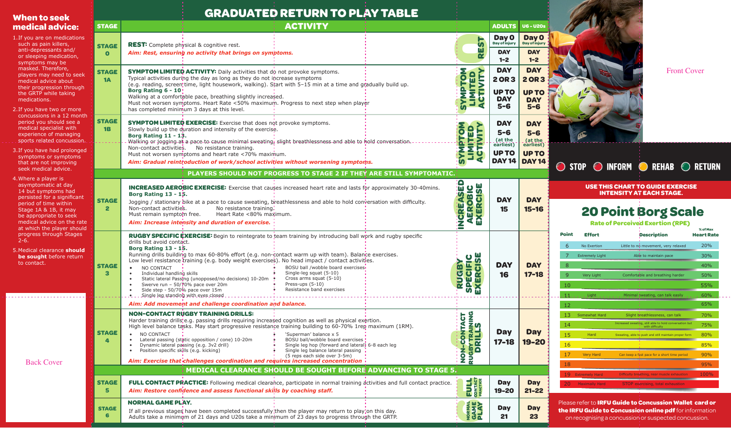## When to seek medical advice:

1. If you are on medications such as pain killers, anti-depressants and/ or sleeping medication, symptoms may be masked. Therefore, players may need to seek medical advice about their progression through the GRTP while taking medications.
2. If you have two or more concussions in a 12 month period you should see a medical specialist with experience of managing sports related concussion.
3. If you have had prolonged symptoms or symptoms that are not improving seek medical advice.
4. Where a player is asymptomatic at day 14 but symptoms had persisted for a significant period of time within Stage 1A & 1B, it may be appropriate to seek medical advice on the rate at which the player should progress through Stages 2-6.
5. Medical clearance **should be sought** before return to contact.

Back Cover

# GRADUATED RETURN TO PLAY TABLE

| STAGE | ACTIVITY | | ADULTS | U6 - U20s |
|---|---|---|---|---|
| STAGE 0 | **REST:** Complete physical & cognitive rest.<br>*Aim: Rest, ensuring no activity that brings on symptoms.* | REST | Day 0 (Day of injury)<br>DAY 1-2 | Day 0 (Day of injury)<br>DAY 1-2 |
| STAGE 1A | **SYMPTOM LIMITED ACTIVITY:** Daily activities that do not provoke symptoms.<br>Typical activities during the day as long as they do not increase symptoms (e.g. reading, screen time, light housework, walking). Start with 5-15 min at a time and gradually build up.<br>**Borg Rating 6 - 10:**<br>Walking at a comfortable pace, breathing slightly increased.<br>Must not worsen symptoms. Heart Rate <50% maximum. Progress to next step when player has completed minimum 3 days at this level. | SYMPTOM LIMITED ACTIVITY | DAY 2 OR 3<br>UP TO DAY 5-6 | DAY 2 OR 3<br>UP TO DAY 5-6 |
| STAGE 1B | **SYMPTOM LIMITED EXERCISE:** Exercise that does not provoke symptoms.<br>Slowly build up the duration and intensity of the exercise.<br>**Borg Rating 11 - 13.**<br>Walking or jogging at a pace to cause minimal sweating, slight breathlessness and able to hold conversation.<br>Non-contact activities. No resistance training.<br>Must not worsen symptoms and heart rate <70% maximum.<br>*Aim: Gradual reintroduction of work/school activities without worsening symptoms.* | SYMPTOM LIMITED ACTIVITY | DAY 5-6 (at the earliest)<br>UP TO DAY 14 | DAY 5-6 (at the earliest)<br>UP TO DAY 14 |
| | **PLAYERS SHOULD NOT PROGRESS TO STAGE 2 IF THEY ARE STILL SYMPTOMATIC.** | | | |
| STAGE 2 | **INCREASED AEROBIC EXERCISE:** Exercise that causes increased heart rate and lasts for approximately 30-40mins.<br>**Borg Rating 13 - 15.**<br>Jogging / stationary bike at a pace to cause sweating, breathlessness and able to hold conversation with difficulty.<br>Non-contact activities. No resistance training.<br>Must remain symptom free. Heart Rate <80% maximum.<br>*Aim: Increase intensity and duration of exercise.* | INCREASED AEROBIC EXERCISE | DAY 15 | DAY 15-16 |
| STAGE 3 | **RUGBY SPECIFIC EXERCISE:** Begin to reintegrate to team training by introducing ball work and rugby specific drills but avoid contact.<br>**Borg Rating 13 - 15.**<br>Running drills building to max 60-80% effort (e.g. non-contact warm up with team). Balance exercises.<br>Low level resistance training (e.g. body weight exercises). No head impact / contact activities.<br>• NO CONTACT<br>• Individual handling skills<br>• Static lateral Passing (unopposed/no decisions) 10-20m<br>• Swerve run – 50/70% pace over 20m<br>• Side step - 50/70% pace over 15m<br>• Single leg standing with eyes closed<br>• BOSU ball /wobble board exercises<br>• Single-leg squat (5-10)<br>• Cross arms squat (5-10)<br>• Press-ups (5-10)<br>• Resistance band exercises<br>*Aim: Add movement and challenge coordination and balance.* | RUGBY SPECIFIC EXERCISE | DAY 16 | DAY 17-18 |
| STAGE 4 | **NON-CONTACT RUGBY TRAINING DRILLS:**<br>Harder training drills e.g. passing drills requiring increased cognition as well as physical exertion.<br>High level balance tasks. May start progressive resistance training building to 60-70% 1rep maximum (1RM).<br>• NO CONTACT<br>• Lateral passing (static opposition / cone) 10-20m<br>• Dynamic lateral passing (e.g. 3v2 drill)<br>• Position specific skills (e.g. kicking)<br>• 'Superman' balance x 5<br>• BOSU ball/wobble board exercises<br>• Single leg hop (forward and lateral) 6-8 each leg<br>• Single leg balance lateral passing (5 reps each side over 3-5m)<br>*Aim: Exercise that challenges coordination and requires increased concentration* | NON-CONTACT RUGBY TRAINING DRILLS | Day 17-18 | Day 19-20 |
| | **MEDICAL CLEARANCE SHOULD BE SOUGHT BEFORE ADVANCING TO STAGE 5.** | | | |
| STAGE 5 | **FULL CONTACT PRACTICE:** Following medical clearance, participate in normal training activities and full contact practice.<br>*Aim: Restore confidence and assess functional skills by coaching staff.* | FULL CONTACT PRACTICE | Day 19-20 | Day 21-22 |
| STAGE 6 | **NORMAL GAME PLAY.**<br>If all previous stages have been completed successfully then the player may return to play on this day.<br>Adults take a minimum of 21 days and U20s take a minimum of 23 days to progress through the GRTP. | NORMAL GAME PLAY | Day 21 | Day 23 |

Front Cover

STOP INFORM REHAB RETURN

**USE THIS CHART TO GUIDE EXERCISE INTENSITY AT EACH STAGE.**

## 20 Point Borg Scale

**Rate of Perceived Exertion (RPE)**

| Point | Effort | Description | % of Max Heart Rate |
|---|---|---|---|
| 6 | No Exertion | Little to no movement, very relaxed | 20% |
| 7 | Extremely Light | Able to maintain pace | 30% |
| 8 | | | 40% |
| 9 | Very Light | Comfortable and breathing harder | 50% |
| 10 | | | 55% |
| 11 | Light | Minimal sweating, can talk easily | 60% |
| 12 | | | 65% |
| 13 | Somewhat Hard | Slight breathlessness, can talk | 70% |
| 14 | | Increased sweating, still able to hold conversation but with difficulty | 75% |
| 15 | Hard | Sweating, able to push and still maintain proper form | 80% |
| 16 | | | 85% |
| 17 | Very Hard | Can keep a fast pace for a short time period | 90% |
| 18 | | | 95% |
| 19 | Extremely Hard | Difficulty breathing, near muscle exhaustion | 100% |
| 20 | Maximally Hard | STOP exercising, total exhaustion | |

Please refer to **IRFU Guide to Concussion Wallet card or the IRFU Guide to Concussion online pdf** for information on recognising a concussion or suspected concussion.